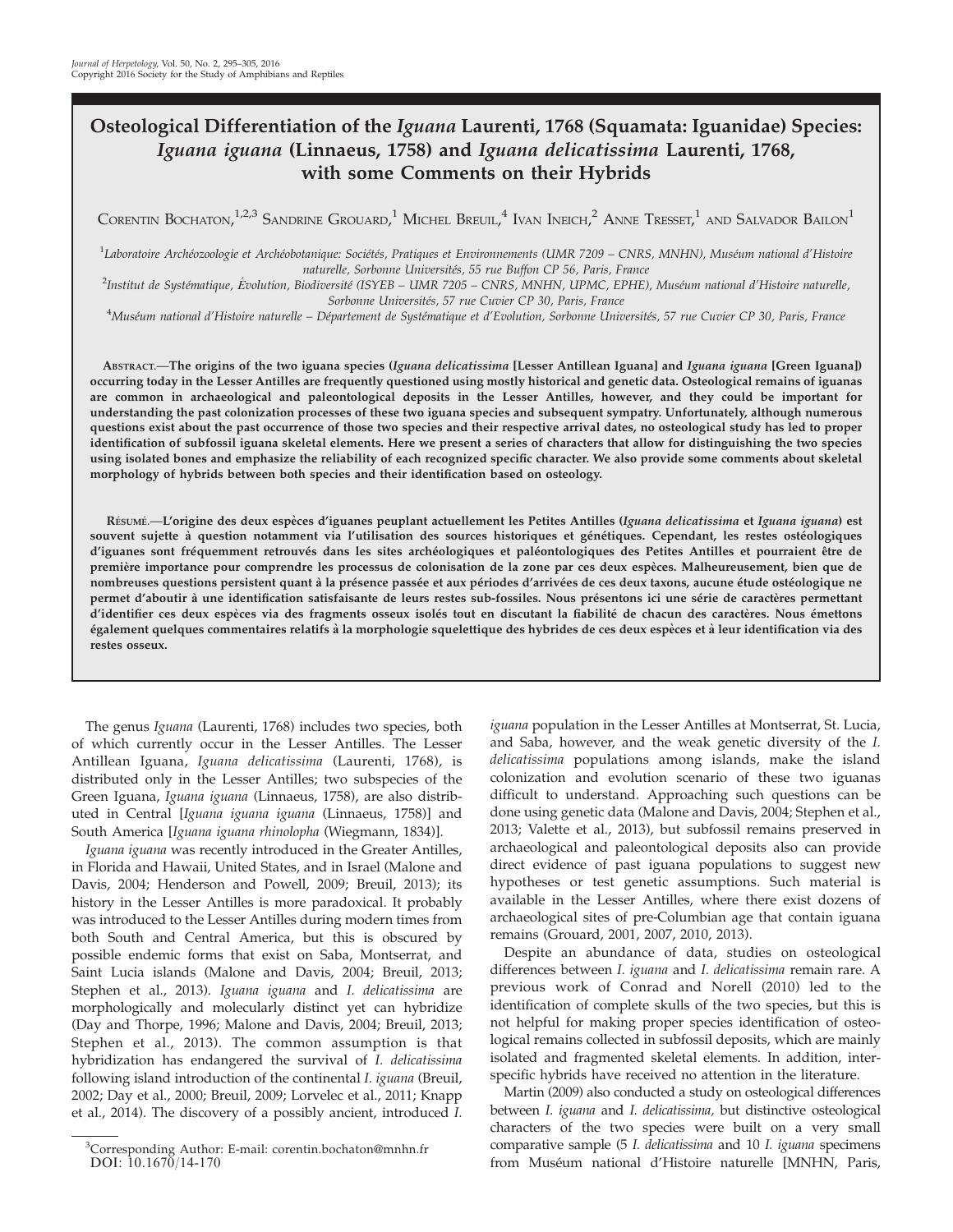# Osteological Differentiation of the *Iguana* Laurenti, 1768 (Squamata: Iguanidae) Species: *Iguana iguana* (Linnaeus, 1758) and *Iguana delicatissima* Laurenti, 1768, with some Comments on their Hybrids

Corentin Bochaton,[1,2,3] Sandrine Grouard,[1] Michel Breuil,[4] Ivan Ineich,[2] Anne Tresset,[1] and Salvador Bailon[1]

[1]Laboratoire Archéozoologie et Archéobotanique: Sociétés, Pratiques et Environnements (UMR 7209 – CNRS, MNHN), Muséum national d'Histoire naturelle, Sorbonne Universités, 55 rue Buffon CP 56, Paris, France

[2]Institut de Systématique, Évolution, Biodiversité (ISYEB – UMR 7205 – CNRS, MNHN, UPMC, EPHE), Muséum national d'Histoire naturelle, Sorbonne Universités, 57 rue Cuvier CP 30, Paris, France

[4]Muséum national d'Histoire naturelle – Département de Systématique et d'Evolution, Sorbonne Universités, 57 rue Cuvier CP 30, Paris, France

**Abstract.—The origins of the two iguana species (*Iguana delicatissima* [Lesser Antillean Iguana] and *Iguana iguana* [Green Iguana]) occurring today in the Lesser Antilles are frequently questioned using mostly historical and genetic data. Osteological remains of iguanas are common in archaeological and paleontological deposits in the Lesser Antilles, however, and they could be important for understanding the past colonization processes of these two iguana species and subsequent sympatry. Unfortunately, although numerous questions exist about the past occurrence of those two species and their respective arrival dates, no osteological study has led to proper identification of subfossil iguana skeletal elements. Here we present a series of characters that allow for distinguishing the two species using isolated bones and emphasize the reliability of each recognized specific character. We also provide some comments about skeletal morphology of hybrids between both species and their identification based on osteology.**

**Résumé.—L'origine des deux espèces d'iguanes peuplant actuellement les Petites Antilles (*Iguana delicatissima* et *Iguana iguana*) est souvent sujette à question notamment via l'utilisation des sources historiques et génétiques. Cependant, les restes ostéologiques d'iguanes sont fréquemment retrouvés dans les sites archéologiques et paléontologiques des Petites Antilles et pourraient être de première importance pour comprendre les processus de colonisation de la zone par ces deux espèces. Malheureusement, bien que de nombreuses questions persistent quant à la présence passée et aux périodes d'arrivées de ces deux taxons, aucune étude ostéologique ne permet d'aboutir à une identification satisfaisante de leurs restes sub-fossiles. Nous présentons ici une série de caractères permettant d'identifier ces deux espèces via des fragments osseux isolés tout en discutant la fiabilité de chacun des caractères. Nous émettons également quelques commentaires relatifs à la morphologie squelettique des hybrides de ces deux espèces et à leur identification via des restes osseux.**

The genus *Iguana* (Laurenti, 1768) includes two species, both of which currently occur in the Lesser Antilles. The Lesser Antillean Iguana, *Iguana delicatissima* (Laurenti, 1768), is distributed only in the Lesser Antilles; two subspecies of the Green Iguana, *Iguana iguana* (Linnaeus, 1758), are also distributed in Central [*Iguana iguana iguana* (Linnaeus, 1758)] and South America [*Iguana iguana rhinolopha* (Wiegmann, 1834)].

*Iguana iguana* was recently introduced in the Greater Antilles, in Florida and Hawaii, United States, and in Israel (Malone and Davis, 2004; Henderson and Powell, 2009; Breuil, 2013); its history in the Lesser Antilles is more paradoxical. It probably was introduced to the Lesser Antilles during modern times from both South and Central America, but this is obscured by possible endemic forms that exist on Saba, Montserrat, and Saint Lucia islands (Malone and Davis, 2004; Breuil, 2013; Stephen et al., 2013). *Iguana iguana* and *I. delicatissima* are morphologically and molecularly distinct yet can hybridize (Day and Thorpe, 1996; Malone and Davis, 2004; Breuil, 2013; Stephen et al., 2013). The common assumption is that hybridization has endangered the survival of *I. delicatissima* following island introduction of the continental *I. iguana* (Breuil, 2002; Day et al., 2000; Breuil, 2009; Lorvelec et al., 2011; Knapp et al., 2014). The discovery of a possibly ancient, introduced *I. iguana* population in the Lesser Antilles at Montserrat, St. Lucia, and Saba, however, and the weak genetic diversity of the *I. delicatissima* populations among islands, make the island colonization and evolution scenario of these two iguanas difficult to understand. Approaching such questions can be done using genetic data (Malone and Davis, 2004; Stephen et al., 2013; Valette et al., 2013), but subfossil remains preserved in archaeological and paleontological deposits also can provide direct evidence of past iguana populations to suggest new hypotheses or test genetic assumptions. Such material is available in the Lesser Antilles, where there exist dozens of archaeological sites of pre-Columbian age that contain iguana remains (Grouard, 2001, 2007, 2010, 2013).

Despite an abundance of data, studies on osteological differences between *I. iguana* and *I. delicatissima* remain rare. A previous work of Conrad and Norell (2010) led to the identification of complete skulls of the two species, but this is not helpful for making proper species identification of osteological remains collected in subfossil deposits, which are mainly isolated and fragmented skeletal elements. In addition, interspecific hybrids have received no attention in the literature.

Martin (2009) also conducted a study on osteological differences between *I. iguana* and *I. delicatissima*, but distinctive osteological characters of the two species were built on a very small comparative sample (5 *I. delicatissima* and 10 *I. iguana* specimens from Muséum national d'Histoire naturelle [MNHN, Paris,

[3]Corresponding Author: E-mail: corentin.bochaton@mnhn.fr
DOI: 10.1670/14-170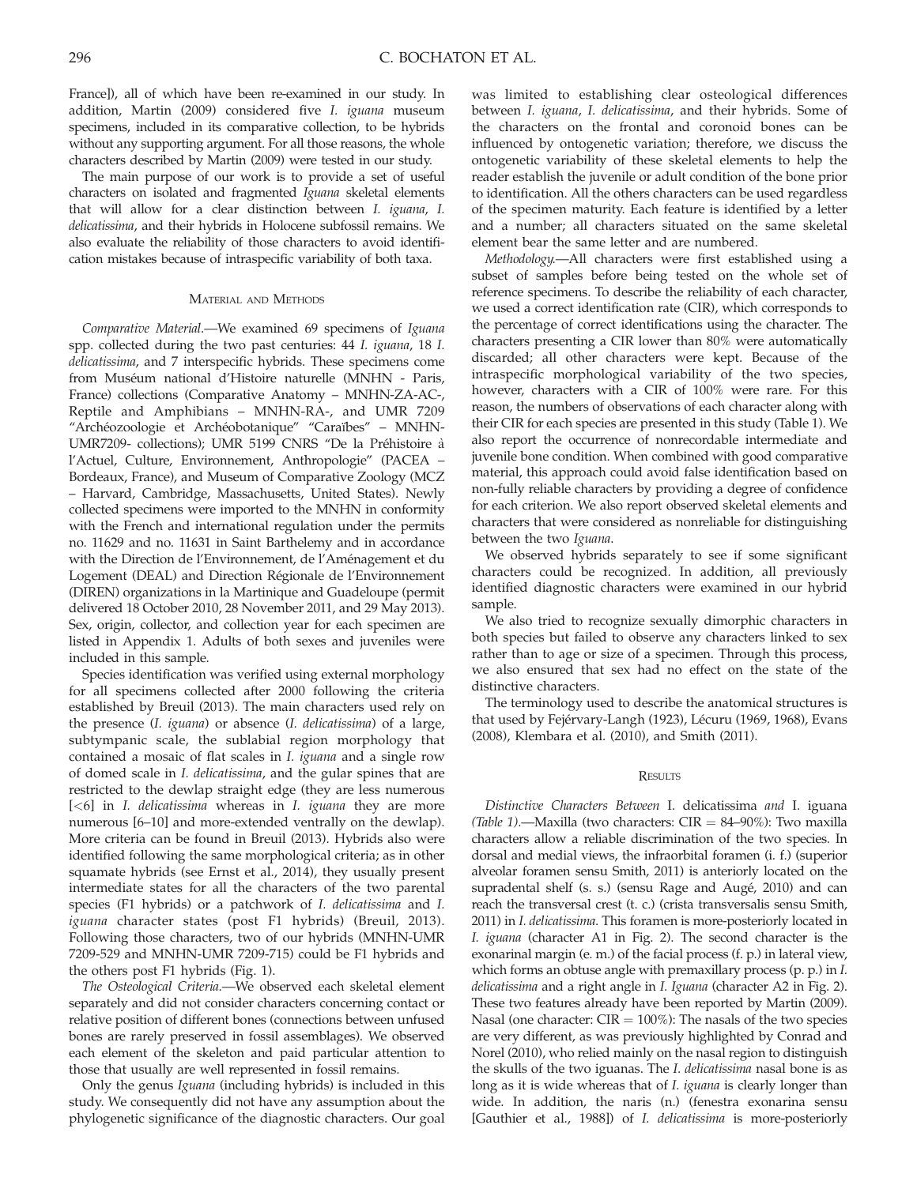France]), all of which have been re-examined in our study. In addition, Martin (2009) considered five *I. iguana* museum specimens, included in its comparative collection, to be hybrids without any supporting argument. For all those reasons, the whole characters described by Martin (2009) were tested in our study.

The main purpose of our work is to provide a set of useful characters on isolated and fragmented *Iguana* skeletal elements that will allow for a clear distinction between *I. iguana*, *I. delicatissima*, and their hybrids in Holocene subfossil remains. We also evaluate the reliability of those characters to avoid identification mistakes because of intraspecific variability of both taxa.

## Material and Methods

*Comparative Material.*—We examined 69 specimens of *Iguana* spp. collected during the two past centuries: 44 *I. iguana*, 18 *I. delicatissima*, and 7 interspecific hybrids. These specimens come from Muséum national d'Histoire naturelle (MNHN - Paris, France) collections (Comparative Anatomy – MNHN-ZA-AC-, Reptile and Amphibians – MNHN-RA-, and UMR 7209 "Archéozoologie et Archéobotanique" "Caraïbes" – MNHN-UMR7209- collections); UMR 5199 CNRS "De la Préhistoire à l'Actuel, Culture, Environnement, Anthropologie" (PACEA – Bordeaux, France), and Museum of Comparative Zoology (MCZ – Harvard, Cambridge, Massachusetts, United States). Newly collected specimens were imported to the MNHN in conformity with the French and international regulation under the permits no. 11629 and no. 11631 in Saint Barthelemy and in accordance with the Direction de l'Environnement, de l'Aménagement et du Logement (DEAL) and Direction Régionale de l'Environnement (DIREN) organizations in la Martinique and Guadeloupe (permit delivered 18 October 2010, 28 November 2011, and 29 May 2013). Sex, origin, collector, and collection year for each specimen are listed in Appendix 1. Adults of both sexes and juveniles were included in this sample.

Species identification was verified using external morphology for all specimens collected after 2000 following the criteria established by Breuil (2013). The main characters used rely on the presence (*I. iguana*) or absence (*I. delicatissima*) of a large, subtympanic scale, the sublabial region morphology that contained a mosaic of flat scales in *I. iguana* and a single row of domed scale in *I. delicatissima*, and the gular spines that are restricted to the dewlap straight edge (they are less numerous [<6] in *I. delicatissima* whereas in *I. iguana* they are more numerous [6–10] and more-extended ventrally on the dewlap). More criteria can be found in Breuil (2013). Hybrids also were identified following the same morphological criteria; as in other squamate hybrids (see Ernst et al., 2014), they usually present intermediate states for all the characters of the two parental species (F1 hybrids) or a patchwork of *I. delicatissima* and *I. iguana* character states (post F1 hybrids) (Breuil, 2013). Following those characters, two of our hybrids (MNHN-UMR 7209-529 and MNHN-UMR 7209-715) could be F1 hybrids and the others post F1 hybrids (Fig. 1).

*The Osteological Criteria.*—We observed each skeletal element separately and did not consider characters concerning contact or relative position of different bones (connections between unfused bones are rarely preserved in fossil assemblages). We observed each element of the skeleton and paid particular attention to those that usually are well represented in fossil remains.

Only the genus *Iguana* (including hybrids) is included in this study. We consequently did not have any assumption about the phylogenetic significance of the diagnostic characters. Our goal was limited to establishing clear osteological differences between *I. iguana*, *I. delicatissima*, and their hybrids. Some of the characters on the frontal and coronoid bones can be influenced by ontogenetic variation; therefore, we discuss the ontogenetic variability of these skeletal elements to help the reader establish the juvenile or adult condition of the bone prior to identification. All the others characters can be used regardless of the specimen maturity. Each feature is identified by a letter and a number; all characters situated on the same skeletal element bear the same letter and are numbered.

*Methodology.*—All characters were first established using a subset of samples before being tested on the whole set of reference specimens. To describe the reliability of each character, we used a correct identification rate (CIR), which corresponds to the percentage of correct identifications using the character. The characters presenting a CIR lower than 80% were automatically discarded; all other characters were kept. Because of the intraspecific morphological variability of the two species, however, characters with a CIR of 100% were rare. For this reason, the numbers of observations of each character along with their CIR for each species are presented in this study (Table 1). We also report the occurrence of nonrecordable intermediate and juvenile bone condition. When combined with good comparative material, this approach could avoid false identification based on non-fully reliable characters by providing a degree of confidence for each criterion. We also report observed skeletal elements and characters that were considered as nonreliable for distinguishing between the two *Iguana*.

We observed hybrids separately to see if some significant characters could be recognized. In addition, all previously identified diagnostic characters were examined in our hybrid sample.

We also tried to recognize sexually dimorphic characters in both species but failed to observe any characters linked to sex rather than to age or size of a specimen. Through this process, we also ensured that sex had no effect on the state of the distinctive characters.

The terminology used to describe the anatomical structures is that used by Fejérvary-Langh (1923), Lécuru (1969, 1968), Evans (2008), Klembara et al. (2010), and Smith (2011).

## Results

*Distinctive Characters Between* I. delicatissima *and* I. iguana *(Table 1).*—Maxilla (two characters: CIR = 84–90%): Two maxilla characters allow a reliable discrimination of the two species. In dorsal and medial views, the infraorbital foramen (i. f.) (superior alveolar foramen sensu Smith, 2011) is anteriorly located on the supradental shelf (s. s.) (sensu Rage and Augé, 2010) and can reach the transversal crest (t. c.) (crista transversalis sensu Smith, 2011) in *I. delicatissima*. This foramen is more-posteriorly located in *I. iguana* (character A1 in Fig. 2). The second character is the exonarinal margin (e. m.) of the facial process (f. p.) in lateral view, which forms an obtuse angle with premaxillary process (p. p.) in *I. delicatissima* and a right angle in *I. Iguana* (character A2 in Fig. 2). These two features already have been reported by Martin (2009). Nasal (one character: CIR = 100%): The nasals of the two species are very different, as was previously highlighted by Conrad and Norel (2010), who relied mainly on the nasal region to distinguish the skulls of the two iguanas. The *I. delicatissima* nasal bone is as long as it is wide whereas that of *I. iguana* is clearly longer than wide. In addition, the naris (n.) (fenestra exonarina sensu [Gauthier et al., 1988]) of *I. delicatissima* is more-posteriorly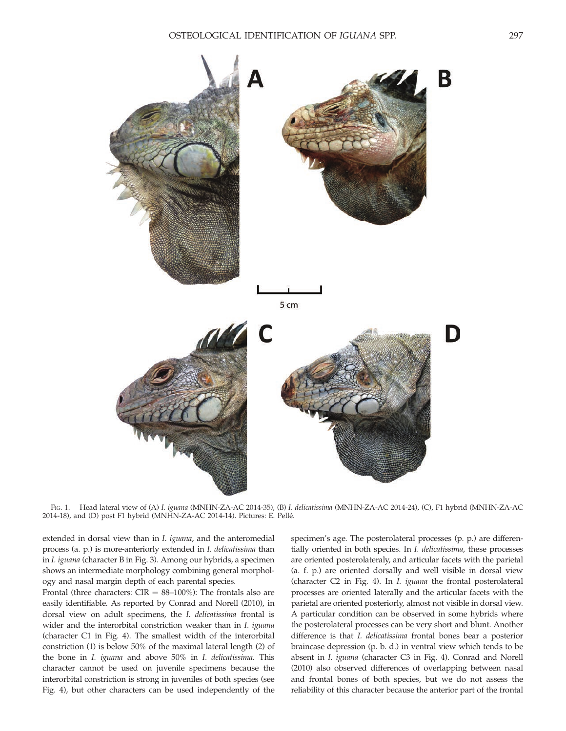FIG. 1. Head lateral view of (A) *I. iguana* (MNHN-ZA-AC 2014-35), (B) *I. delicatissima* (MNHN-ZA-AC 2014-24), (C), F1 hybrid (MNHN-ZA-AC 2014-18), and (D) post F1 hybrid (MNHN-ZA-AC 2014-14). Pictures: E. Pellé.

extended in dorsal view than in *I. iguana*, and the anteromedial process (a. p.) is more-anteriorly extended in *I. delicatissima* than in *I. iguana* (character B in Fig. 3). Among our hybrids, a specimen shows an intermediate morphology combining general morphology and nasal margin depth of each parental species.

Frontal (three characters: CIR = 88–100%): The frontals also are easily identifiable. As reported by Conrad and Norell (2010), in dorsal view on adult specimens, the *I. delicatissima* frontal is wider and the interorbital constriction weaker than in *I. iguana* (character C1 in Fig. 4). The smallest width of the interorbital constriction (1) is below 50% of the maximal lateral length (2) of the bone in *I. iguana* and above 50% in *I. delicatissima*. This character cannot be used on juvenile specimens because the interorbital constriction is strong in juveniles of both species (see Fig. 4), but other characters can be used independently of the specimen's age. The posterolateral processes (p. p.) are differentially oriented in both species. In *I. delicatissima*, these processes are oriented posterolateraly, and articular facets with the parietal (a. f. p.) are oriented dorsally and well visible in dorsal view (character C2 in Fig. 4). In *I. iguana* the frontal posterolateral processes are oriented laterally and the articular facets with the parietal are oriented posteriorly, almost not visible in dorsal view. A particular condition can be observed in some hybrids where the posterolateral processes can be very short and blunt. Another difference is that *I. delicatissima* frontal bones bear a posterior braincase depression (p. b. d.) in ventral view which tends to be absent in *I. iguana* (character C3 in Fig. 4). Conrad and Norell (2010) also observed differences of overlapping between nasal and frontal bones of both species, but we do not assess the reliability of this character because the anterior part of the frontal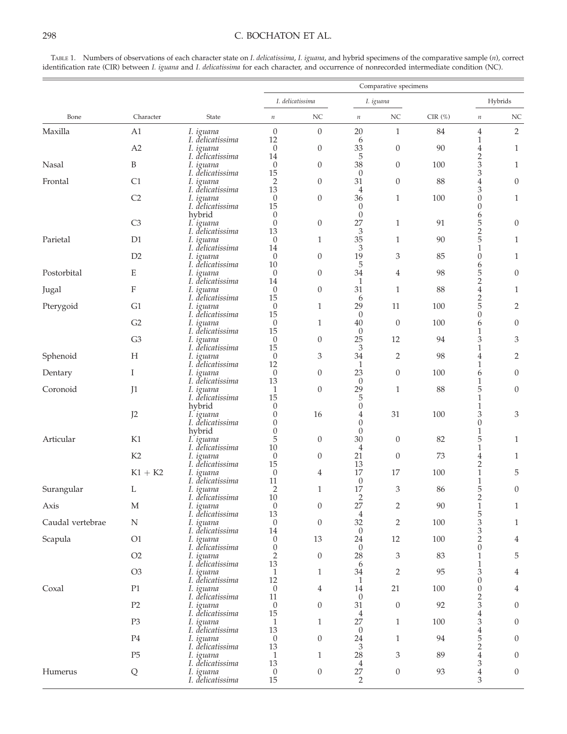TABLE 1. Numbers of observations of each character state on *I. delicatissima*, *I. iguana*, and hybrid specimens of the comparative sample (*n*), correct identification rate (CIR) between *I. iguana* and *I. delicatissima* for each character, and occurrence of nonrecorded intermediate condition (NC).

| | | | Comparative specimens | | | | | | |
|---|---|---|---|---|---|---|---|---|---|
| | | | *I. delicatissima* | | *I. iguana* | | | Hybrids | |
| Bone | Character | State | *n* | NC | *n* | NC | CIR (%) | *n* | NC |
| Maxilla | A1 | *I. iguana* | 0 | 0 | 20 | 1 | 84 | 4 | 2 |
| | | *I. delicatissima* | 12 | | 6 | | | 1 | |
| | A2 | *I. iguana* | 0 | 0 | 33 | 0 | 90 | 4 | 1 |
| | | *I. delicatissima* | 14 | | 5 | | | 2 | |
| Nasal | B | *I. iguana* | 0 | 0 | 38 | 0 | 100 | 3 | 1 |
| | | *I. delicatissima* | 15 | | 0 | | | 3 | |
| Frontal | C1 | *I. iguana* | 2 | 0 | 31 | 0 | 88 | 4 | 0 |
| | | *I. delicatissima* | 13 | | 4 | | | 3 | |
| | C2 | *I. iguana* | 0 | 0 | 36 | 1 | 100 | 0 | 1 |
| | | *I. delicatissima* | 15 | | 0 | | | 0 | |
| | | hybrid | 0 | | 0 | | | 6 | |
| | C3 | *I. iguana* | 0 | 0 | 27 | 1 | 91 | 5 | 0 |
| | | *I. delicatissima* | 13 | | 3 | | | 2 | |
| Parietal | D1 | *I. iguana* | 0 | 1 | 35 | 1 | 90 | 5 | 1 |
| | | *I. delicatissima* | 14 | | 3 | | | 1 | |
| | D2 | *I. iguana* | 0 | 0 | 19 | 3 | 85 | 0 | 1 |
| | | *I. delicatissima* | 10 | | 5 | | | 6 | |
| Postorbital | E | *I. iguana* | 0 | 0 | 34 | 4 | 98 | 5 | 0 |
| | | *I. delicatissima* | 14 | | 1 | | | 2 | |
| Jugal | F | *I. iguana* | 0 | 0 | 31 | 1 | 88 | 4 | 1 |
| | | *I. delicatissima* | 15 | | 6 | | | 2 | |
| Pterygoid | G1 | *I. iguana* | 0 | 1 | 29 | 11 | 100 | 5 | 2 |
| | | *I. delicatissima* | 15 | | 0 | | | 0 | |
| | G2 | *I. iguana* | 0 | 1 | 40 | 0 | 100 | 6 | 0 |
| | | *I. delicatissima* | 15 | | 0 | | | 1 | |
| | G3 | *I. iguana* | 0 | 0 | 25 | 12 | 94 | 3 | 3 |
| | | *I. delicatissima* | 15 | | 3 | | | 1 | |
| Sphenoid | H | *I. iguana* | 0 | 3 | 34 | 2 | 98 | 4 | 2 |
| | | *I. delicatissima* | 12 | | 1 | | | 1 | |
| Dentary | I | *I. iguana* | 0 | 0 | 23 | 0 | 100 | 6 | 0 |
| | | *I. delicatissima* | 13 | | 0 | | | 1 | |
| Coronoid | J1 | *I. iguana* | 1 | 0 | 29 | 1 | 88 | 5 | 0 |
| | | *I. delicatissima* | 15 | | 5 | | | 1 | |
| | | hybrid | 0 | | 0 | | | 1 | |
| | J2 | *I. iguana* | 0 | 16 | 4 | 31 | 100 | 3 | 3 |
| | | *I. delicatissima* | 0 | | 0 | | | 0 | |
| | | hybrid | 0 | | 0 | | | 1 | |
| Articular | K1 | *I. iguana* | 5 | 0 | 30 | 0 | 82 | 5 | 1 |
| | | *I. delicatissima* | 10 | | 4 | | | 1 | |
| | K2 | *I. iguana* | 0 | 0 | 21 | 0 | 73 | 4 | 1 |
| | | *I. delicatissima* | 15 | | 13 | | | 2 | |
| | K1 + K2 | *I. iguana* | 0 | 4 | 17 | 17 | 100 | 1 | 5 |
| | | *I. delicatissima* | 11 | | 0 | | | 1 | |
| Surangular | L | *I. iguana* | 2 | 1 | 17 | 3 | 86 | 5 | 0 |
| | | *I. delicatissima* | 10 | | 2 | | | 2 | |
| Axis | M | *I. iguana* | 0 | 0 | 27 | 2 | 90 | 1 | 1 |
| | | *I. delicatissima* | 13 | | 4 | | | 5 | |
| Caudal vertebrae | N | *I. iguana* | 0 | 0 | 32 | 2 | 100 | 3 | 1 |
| | | *I. delicatissima* | 14 | | 0 | | | 3 | |
| Scapula | O1 | *I. iguana* | 0 | 13 | 24 | 12 | 100 | 2 | 4 |
| | | *I. delicatissima* | 0 | | 0 | | | 0 | |
| | O2 | *I. iguana* | 2 | 0 | 28 | 3 | 83 | 1 | 5 |
| | | *I. delicatissima* | 13 | | 6 | | | 1 | |
| | O3 | *I. iguana* | 1 | 1 | 34 | 2 | 95 | 3 | 4 |
| | | *I. delicatissima* | 12 | | 1 | | | 0 | |
| Coxal | P1 | *I. iguana* | 0 | 4 | 14 | 21 | 100 | 0 | 4 |
| | | *I. delicatissima* | 11 | | 0 | | | 2 | |
| | P2 | *I. iguana* | 0 | 0 | 31 | 0 | 92 | 3 | 0 |
| | | *I. delicatissima* | 15 | | 4 | | | 4 | |
| | P3 | *I. iguana* | 1 | 1 | 27 | 1 | 100 | 3 | 0 |
| | | *I. delicatissima* | 13 | | 0 | | | 4 | |
| | P4 | *I. iguana* | 0 | 0 | 24 | 1 | 94 | 5 | 0 |
| | | *I. delicatissima* | 13 | | 3 | | | 2 | |
| | P5 | *I. iguana* | 1 | 1 | 28 | 3 | 89 | 4 | 0 |
| | | *I. delicatissima* | 13 | | 4 | | | 3 | |
| Humerus | Q | *I. iguana* | 0 | 0 | 27 | 0 | 93 | 4 | 0 |
| | | *I. delicatissima* | 15 | | 2 | | | 3 | |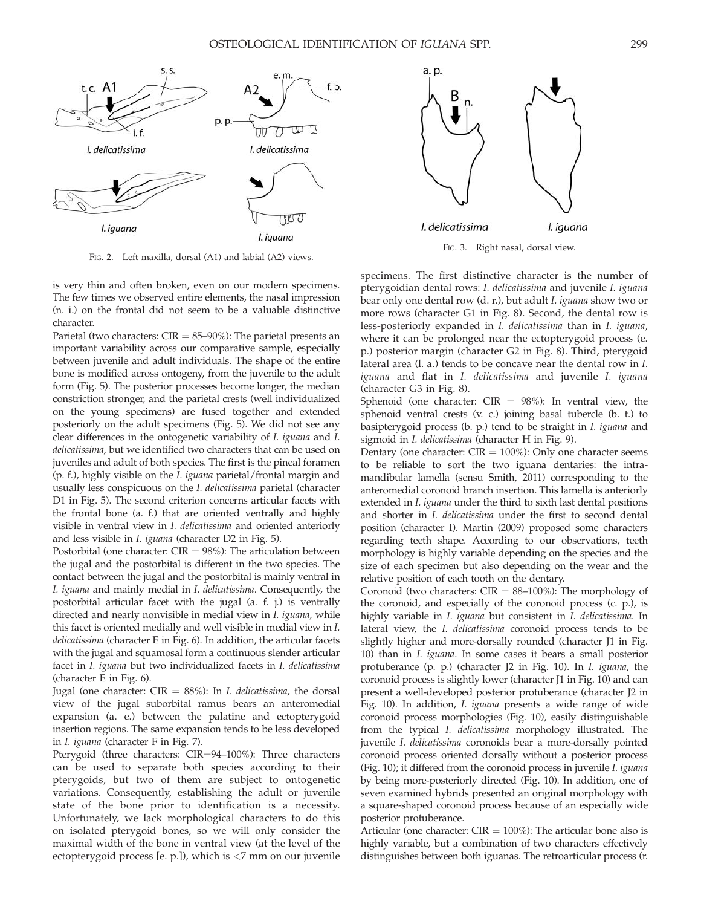FIG. 2. Left maxilla, dorsal (A1) and labial (A2) views.

FIG. 3. Right nasal, dorsal view.

is very thin and often broken, even on our modern specimens. The few times we observed entire elements, the nasal impression (n. i.) on the frontal did not seem to be a valuable distinctive character.

Parietal (two characters: CIR = 85–90%): The parietal presents an important variability across our comparative sample, especially between juvenile and adult individuals. The shape of the entire bone is modified across ontogeny, from the juvenile to the adult form (Fig. 5). The posterior processes become longer, the median constriction stronger, and the parietal crests (well individualized on the young specimens) are fused together and extended posteriorly on the adult specimens (Fig. 5). We did not see any clear differences in the ontogenetic variability of *I. iguana* and *I. delicatissima*, but we identified two characters that can be used on juveniles and adult of both species. The first is the pineal foramen (p. f.), highly visible on the *I. iguana* parietal/frontal margin and usually less conspicuous on the *I. delicatissima* parietal (character D1 in Fig. 5). The second criterion concerns articular facets with the frontal bone (a. f.) that are oriented ventrally and highly visible in ventral view in *I. delicatissima* and oriented anteriorly and less visible in *I. iguana* (character D2 in Fig. 5).

Postorbital (one character: CIR = 98%): The articulation between the jugal and the postorbital is different in the two species. The contact between the jugal and the postorbital is mainly ventral in *I. iguana* and mainly medial in *I. delicatissima*. Consequently, the postorbital articular facet with the jugal (a. f. j.) is ventrally directed and nearly nonvisible in medial view in *I. iguana*, while this facet is oriented medially and well visible in medial view in *I. delicatissima* (character E in Fig. 6). In addition, the articular facets with the jugal and squamosal form a continuous slender articular facet in *I. iguana* but two individualized facets in *I. delicatissima* (character E in Fig. 6).

Jugal (one character: CIR = 88%): In *I. delicatissima*, the dorsal view of the jugal suborbital ramus bears an anteromedial expansion (a. e.) between the palatine and ectopterygoid insertion regions. The same expansion tends to be less developed in *I. iguana* (character F in Fig. 7).

Pterygoid (three characters: CIR=94–100%): Three characters can be used to separate both species according to their pterygoids, but two of them are subject to ontogenetic variations. Consequently, establishing the adult or juvenile state of the bone prior to identification is a necessity. Unfortunately, we lack morphological characters to do this on isolated pterygoid bones, so we will only consider the maximal width of the bone in ventral view (at the level of the ectopterygoid process [e. p.]), which is <7 mm on our juvenile specimens. The first distinctive character is the number of pterygoidian dental rows: *I. delicatissima* and juvenile *I. iguana* bear only one dental row (d. r.), but adult *I. iguana* show two or more rows (character G1 in Fig. 8). Second, the dental row is less-posteriorly expanded in *I. delicatissima* than in *I. iguana*, where it can be prolonged near the ectopterygoid process (e. p.) posterior margin (character G2 in Fig. 8). Third, pterygoid lateral area (l. a.) tends to be concave near the dental row in *I. iguana* and flat in *I. delicatissima* and juvenile *I. iguana* (character G3 in Fig. 8).

Sphenoid (one character: CIR = 98%): In ventral view, the sphenoid ventral crests (v. c.) joining basal tubercle (b. t.) to basipterygoid process (b. p.) tend to be straight in *I. iguana* and sigmoid in *I. delicatissima* (character H in Fig. 9).

Dentary (one character: CIR = 100%): Only one character seems to be reliable to sort the two iguana dentaries: the intramandibular lamella (sensu Smith, 2011) corresponding to the anteromedial coronoid branch insertion. This lamella is anteriorly extended in *I. iguana* under the third to sixth last dental positions and shorter in *I. delicatissima* under the first to second dental position (character I). Martin (2009) proposed some characters regarding teeth shape. According to our observations, teeth morphology is highly variable depending on the species and the size of each specimen but also depending on the wear and the relative position of each tooth on the dentary.

Coronoid (two characters: CIR = 88–100%): The morphology of the coronoid, and especially of the coronoid process (c. p.), is highly variable in *I. iguana* but consistent in *I. delicatissima*. In lateral view, the *I. delicatissima* coronoid process tends to be slightly higher and more-dorsally rounded (character J1 in Fig. 10) than in *I. iguana*. In some cases it bears a small posterior protuberance (p. p.) (character J2 in Fig. 10). In *I. iguana*, the coronoid process is slightly lower (character J1 in Fig. 10) and can present a well-developed posterior protuberance (character J2 in Fig. 10). In addition, *I. iguana* presents a wide range of wide coronoid process morphologies (Fig. 10), easily distinguishable from the typical *I. delicatissima* morphology illustrated. The juvenile *I. delicatissima* coronoids bear a more-dorsally pointed coronoid process oriented dorsally without a posterior process (Fig. 10); it differed from the coronoid process in juvenile *I. iguana* by being more-posteriorly directed (Fig. 10). In addition, one of seven examined hybrids presented an original morphology with a square-shaped coronoid process because of an especially wide posterior protuberance.

Articular (one character: CIR = 100%): The articular bone also is highly variable, but a combination of two characters effectively distinguishes between both iguanas. The retroarticular process (r.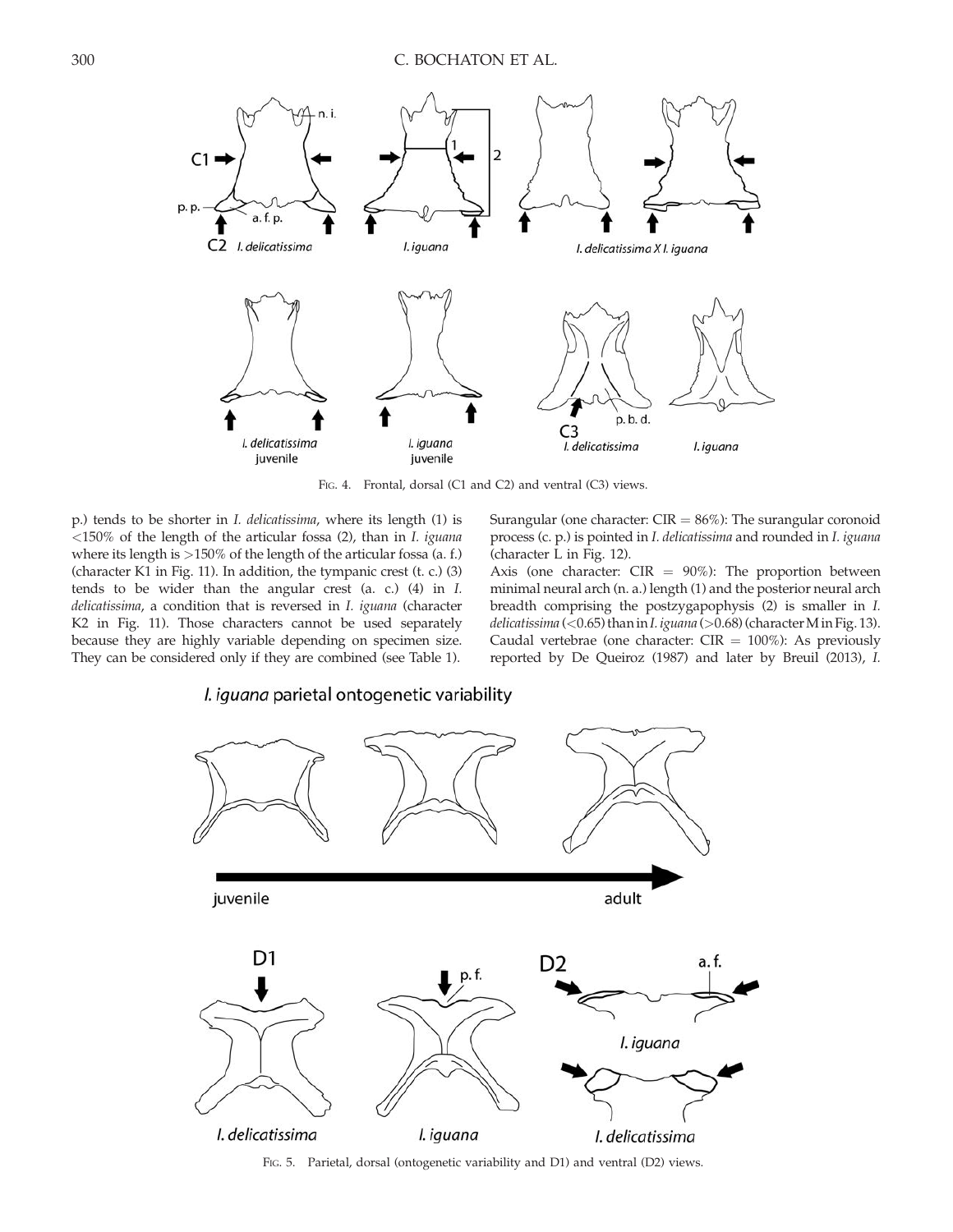FIG. 4. Frontal, dorsal (C1 and C2) and ventral (C3) views.

p.) tends to be shorter in *I. delicatissima*, where its length (1) is <150% of the length of the articular fossa (2), than in *I. iguana* where its length is >150% of the length of the articular fossa (a. f.) (character K1 in Fig. 11). In addition, the tympanic crest (t. c.) (3) tends to be wider than the angular crest (a. c.) (4) in *I. delicatissima*, a condition that is reversed in *I. iguana* (character K2 in Fig. 11). Those characters cannot be used separately because they are highly variable depending on specimen size. They can be considered only if they are combined (see Table 1).

Surangular (one character: CIR = 86%): The surangular coronoid process (c. p.) is pointed in *I. delicatissima* and rounded in *I. iguana* (character L in Fig. 12).

Axis (one character: CIR = 90%): The proportion between minimal neural arch (n. a.) length (1) and the posterior neural arch breadth comprising the postzygapophysis (2) is smaller in *I. delicatissima* (<0.65) than in *I. iguana* (>0.68) (character M in Fig. 13).

Caudal vertebrae (one character: CIR = 100%): As previously reported by De Queiroz (1987) and later by Breuil (2013), *I.*

FIG. 5. Parietal, dorsal (ontogenetic variability and D1) and ventral (D2) views.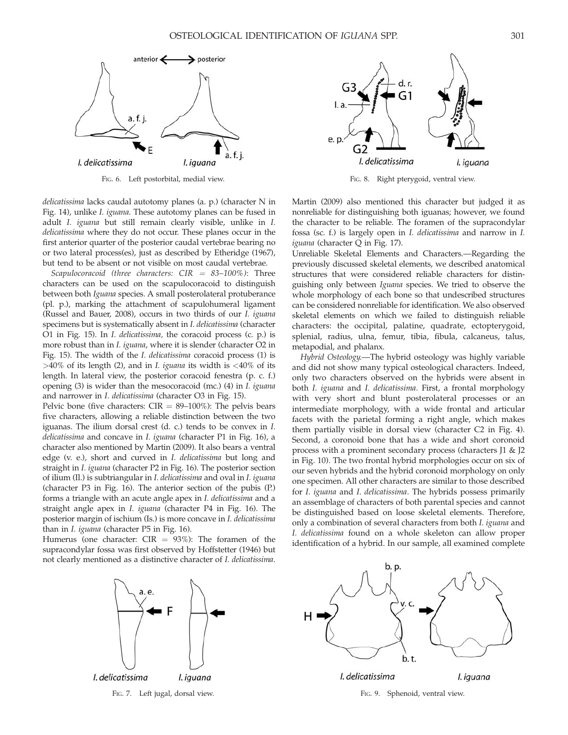FIG. 6. Left postorbital, medial view.

FIG. 8. Right pterygoid, ventral view.

*delicatissima* lacks caudal autotomy planes (a. p.) (character N in Fig. 14), unlike *I. iguana*. These autotomy planes can be fused in adult *I. iguana* but still remain clearly visible, unlike in *I. delicatissima* where they do not occur. These planes occur in the first anterior quarter of the posterior caudal vertebrae bearing no or two lateral process(es), just as described by Etheridge (1967), but tend to be absent or not visible on most caudal vertebrae.

*Scapulocoracoid (three characters: CIR = 83–100%)*: Three characters can be used on the scapulocoracoid to distinguish between both *Iguana* species. A small posterolateral protuberance (pl. p.), marking the attachment of scapulohumeral ligament (Russel and Bauer, 2008), occurs in two thirds of our *I. iguana* specimens but is systematically absent in *I. delicatissima* (character O1 in Fig. 15). In *I. delicatissima*, the coracoid process (c. p.) is more robust than in *I. iguana*, where it is slender (character O2 in Fig. 15). The width of the *I. delicatissima* coracoid process (1) is >40% of its length (2), and in *I. iguana* its width is <40% of its length. In lateral view, the posterior coracoid fenestra (p. c. f.) opening (3) is wider than the mesocoracoid (mc.) (4) in *I. iguana* and narrower in *I. delicatissima* (character O3 in Fig. 15).

Pelvic bone (five characters: CIR = 89–100%): The pelvis bears five characters, allowing a reliable distinction between the two iguanas. The ilium dorsal crest (d. c.) tends to be convex in *I. delicatissima* and concave in *I. iguana* (character P1 in Fig. 16), a character also mentioned by Martin (2009). It also bears a ventral edge (v. e.), short and curved in *I. delicatissima* but long and straight in *I. iguana* (character P2 in Fig. 16). The posterior section of ilium (Il.) is subtriangular in *I. delicatissima* and oval in *I. iguana* (character P3 in Fig. 16). The anterior section of the pubis (P.) forms a triangle with an acute angle apex in *I. delicatissima* and a straight angle apex in *I. iguana* (character P4 in Fig. 16). The posterior margin of ischium (Is.) is more concave in *I. delicatissima* than in *I. iguana* (character P5 in Fig. 16).

Humerus (one character: CIR = 93%): The foramen of the supracondylar fossa was first observed by Hoffstetter (1946) but not clearly mentioned as a distinctive character of *I. delicatissima*. Martin (2009) also mentioned this character but judged it as nonreliable for distinguishing both iguanas; however, we found the character to be reliable. The foramen of the supracondylar fossa (sc. f.) is largely open in *I. delicatissima* and narrow in *I. iguana* (character Q in Fig. 17).

Unreliable Skeletal Elements and Characters.—Regarding the previously discussed skeletal elements, we described anatomical structures that were considered reliable characters for distinguishing only between *Iguana* species. We tried to observe the whole morphology of each bone so that undescribed structures can be considered nonreliable for identification. We also observed skeletal elements on which we failed to distinguish reliable characters: the occipital, palatine, quadrate, ectopterygoid, splenial, radius, ulna, femur, tibia, fibula, calcaneus, talus, metapodial, and phalanx.

Hybrid Osteology.—The hybrid osteology was highly variable and did not show many typical osteological characters. Indeed, only two characters observed on the hybrids were absent in both *I. iguana* and *I. delicatissima*. First, a frontal morphology with very short and blunt posterolateral processes or an intermediate morphology, with a wide frontal and articular facets with the parietal forming a right angle, which makes them partially visible in dorsal view (character C2 in Fig. 4). Second, a coronoid bone that has a wide and short coronoid process with a prominent secondary process (characters J1 & J2 in Fig. 10). The two frontal hybrid morphologies occur on six of our seven hybrids and the hybrid coronoid morphology on only one specimen. All other characters are similar to those described for *I. iguana* and *I. delicatissima*. The hybrids possess primarily an assemblage of characters of both parental species and cannot be distinguished based on loose skeletal elements. Therefore, only a combination of several characters from both *I. iguana* and *I. delicatissima* found on a whole skeleton can allow proper identification of a hybrid. In our sample, all examined complete

FIG. 7. Left jugal, dorsal view.

FIG. 9. Sphenoid, ventral view.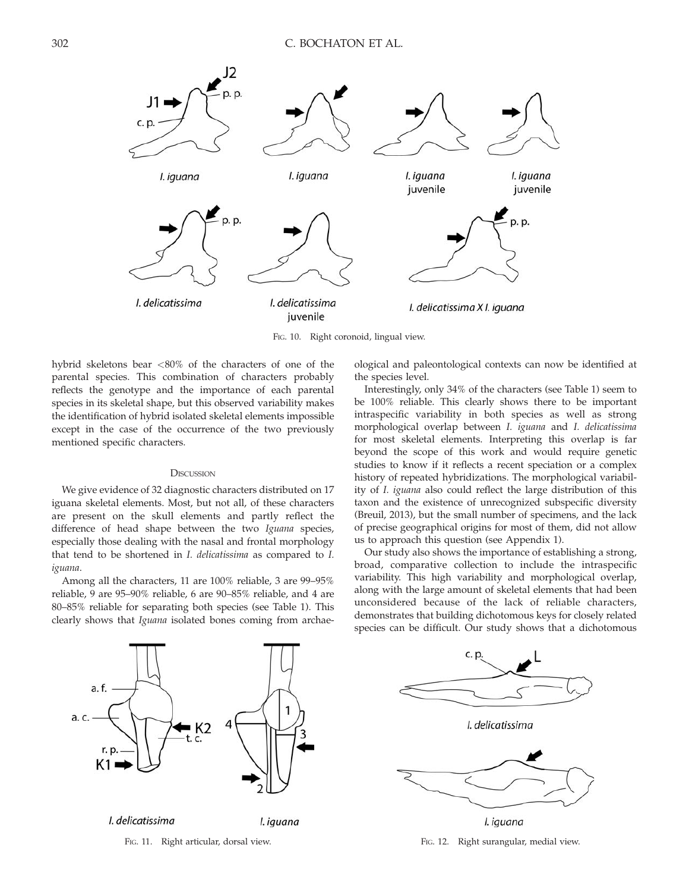FIG. 10. Right coronoid, lingual view.

hybrid skeletons bear <80% of the characters of one of the parental species. This combination of characters probably reflects the genotype and the importance of each parental species in its skeletal shape, but this observed variability makes the identification of hybrid isolated skeletal elements impossible except in the case of the occurrence of the two previously mentioned specific characters.

## DISCUSSION

We give evidence of 32 diagnostic characters distributed on 17 iguana skeletal elements. Most, but not all, of these characters are present on the skull elements and partly reflect the difference of head shape between the two *Iguana* species, especially those dealing with the nasal and frontal morphology that tend to be shortened in *I. delicatissima* as compared to *I. iguana*.

Among all the characters, 11 are 100% reliable, 3 are 99–95% reliable, 9 are 95–90% reliable, 6 are 90–85% reliable, and 4 are 80–85% reliable for separating both species (see Table 1). This clearly shows that *Iguana* isolated bones coming from archaeological and paleontological contexts can now be identified at the species level.

Interestingly, only 34% of the characters (see Table 1) seem to be 100% reliable. This clearly shows there to be important intraspecific variability in both species as well as strong morphological overlap between *I. iguana* and *I. delicatissima* for most skeletal elements. Interpreting this overlap is far beyond the scope of this work and would require genetic studies to know if it reflects a recent speciation or a complex history of repeated hybridizations. The morphological variability of *I. iguana* also could reflect the large distribution of this taxon and the existence of unrecognized subspecific diversity (Breuil, 2013), but the small number of specimens, and the lack of precise geographical origins for most of them, did not allow us to approach this question (see Appendix 1).

Our study also shows the importance of establishing a strong, broad, comparative collection to include the intraspecific variability. This high variability and morphological overlap, along with the large amount of skeletal elements that had been unconsidered because of the lack of reliable characters, demonstrates that building dichotomous keys for closely related species can be difficult. Our study shows that a dichotomous

FIG. 11. Right articular, dorsal view.

FIG. 12. Right surangular, medial view.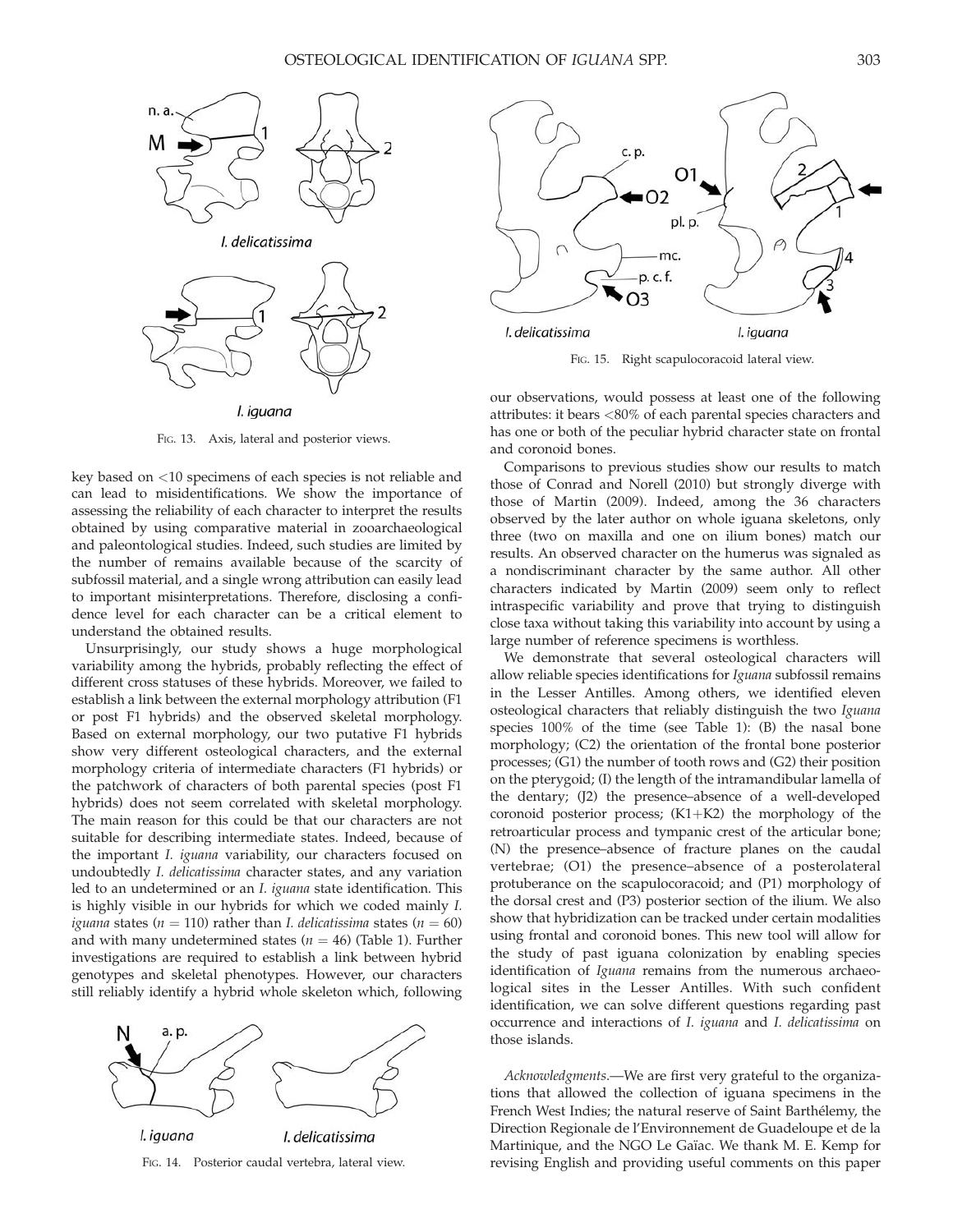FIG. 13. Axis, lateral and posterior views.

key based on <10 specimens of each species is not reliable and can lead to misidentifications. We show the importance of assessing the reliability of each character to interpret the results obtained by using comparative material in zooarchaeological and paleontological studies. Indeed, such studies are limited by the number of remains available because of the scarcity of subfossil material, and a single wrong attribution can easily lead to important misinterpretations. Therefore, disclosing a confidence level for each character can be a critical element to understand the obtained results.

Unsurprisingly, our study shows a huge morphological variability among the hybrids, probably reflecting the effect of different cross statuses of these hybrids. Moreover, we failed to establish a link between the external morphology attribution (F1 or post F1 hybrids) and the observed skeletal morphology. Based on external morphology, our two putative F1 hybrids show very different osteological characters, and the external morphology criteria of intermediate characters (F1 hybrids) or the patchwork of characters of both parental species (post F1 hybrids) does not seem correlated with skeletal morphology. The main reason for this could be that our characters are not suitable for describing intermediate states. Indeed, because of the important *I. iguana* variability, our characters focused on undoubtedly *I. delicatissima* character states, and any variation led to an undetermined or an *I. iguana* state identification. This is highly visible in our hybrids for which we coded mainly *I. iguana* states ($n = 110$) rather than *I. delicatissima* states ($n = 60$) and with many undetermined states ($n = 46$) (Table 1). Further investigations are required to establish a link between hybrid genotypes and skeletal phenotypes. However, our characters still reliably identify a hybrid whole skeleton which, following our observations, would possess at least one of the following attributes: it bears <80% of each parental species characters and has one or both of the peculiar hybrid character state on frontal and coronoid bones.

FIG. 14. Posterior caudal vertebra, lateral view.

FIG. 15. Right scapulocoracoid lateral view.

Comparisons to previous studies show our results to match those of Conrad and Norell (2010) but strongly diverge with those of Martin (2009). Indeed, among the 36 characters observed by the later author on whole iguana skeletons, only three (two on maxilla and one on ilium bones) match our results. An observed character on the humerus was signaled as a nondiscriminant character by the same author. All other characters indicated by Martin (2009) seem only to reflect intraspecific variability and prove that trying to distinguish close taxa without taking this variability into account by using a large number of reference specimens is worthless.

We demonstrate that several osteological characters will allow reliable species identifications for *Iguana* subfossil remains in the Lesser Antilles. Among others, we identified eleven osteological characters that reliably distinguish the two *Iguana* species 100% of the time (see Table 1): (B) the nasal bone morphology; (C2) the orientation of the frontal bone posterior processes; (G1) the number of tooth rows and (G2) their position on the pterygoid; (I) the length of the intramandibular lamella of the dentary; (J2) the presence–absence of a well-developed coronoid posterior process; (K1+K2) the morphology of the retroarticular process and tympanic crest of the articular bone; (N) the presence–absence of fracture planes on the caudal vertebrae; (O1) the presence–absence of a posterolateral protuberance on the scapulocoracoid; and (P1) morphology of the dorsal crest and (P3) posterior section of the ilium. We also show that hybridization can be tracked under certain modalities using frontal and coronoid bones. This new tool will allow for the study of past iguana colonization by enabling species identification of *Iguana* remains from the numerous archaeological sites in the Lesser Antilles. With such confident identification, we can solve different questions regarding past occurrence and interactions of *I. iguana* and *I. delicatissima* on those islands.

*Acknowledgments*.—We are first very grateful to the organizations that allowed the collection of iguana specimens in the French West Indies; the natural reserve of Saint Barthélemy, the Direction Regionale de l'Environnement de Guadeloupe et de la Martinique, and the NGO Le Gaïac. We thank M. E. Kemp for revising English and providing useful comments on this paper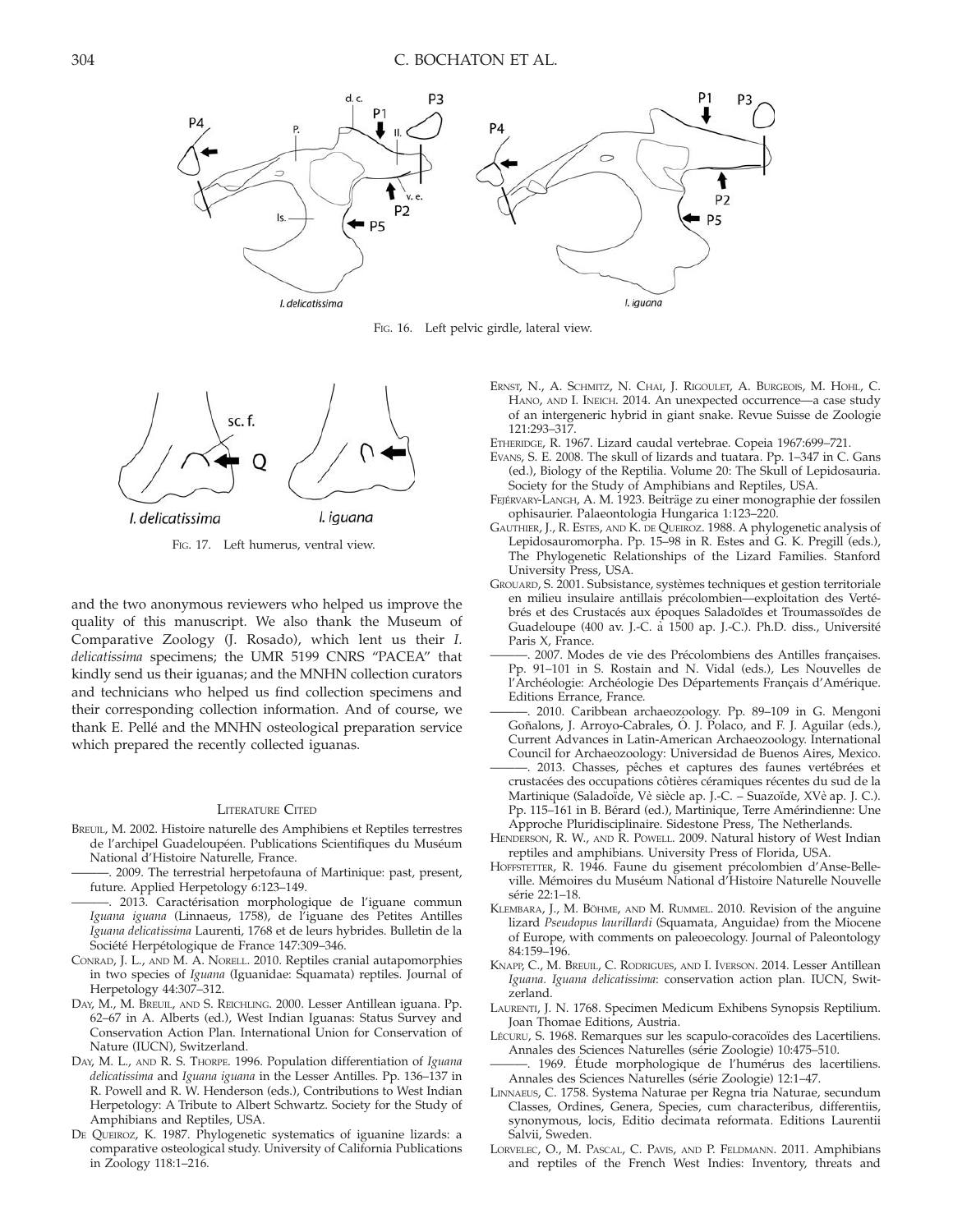FIG. 16. Left pelvic girdle, lateral view.

FIG. 17. Left humerus, ventral view.

and the two anonymous reviewers who helped us improve the quality of this manuscript. We also thank the Museum of Comparative Zoology (J. Rosado), which lent us their *I. delicatissima* specimens; the UMR 5199 CNRS "PACEA" that kindly send us their iguanas; and the MNHN collection curators and technicians who helped us find collection specimens and their corresponding collection information. And of course, we thank E. Pellé and the MNHN osteological preparation service which prepared the recently collected iguanas.

## LITERATURE CITED

BREUIL, M. 2002. Histoire naturelle des Amphibiens et Reptiles terrestres de l'archipel Guadeloupéen. Publications Scientifiques du Muséum National d'Histoire Naturelle, France.

———. 2009. The terrestrial herpetofauna of Martinique: past, present, future. Applied Herpetology 6:123–149.

———. 2013. Caractérisation morphologique de l'iguane commun *Iguana iguana* (Linnaeus, 1758), de l'iguane des Petites Antilles *Iguana delicatissima* Laurenti, 1768 et de leurs hybrides. Bulletin de la Société Herpétologique de France 147:309–346.

CONRAD, J. L., AND M. A. NORELL. 2010. Reptiles cranial autapomorphies in two species of *Iguana* (Iguanidae: Squamata) reptiles. Journal of Herpetology 44:307–312.

DAY, M., M. BREUIL, AND S. REICHLING. 2000. Lesser Antillean iguana. Pp. 62–67 in A. Alberts (ed.), West Indian Iguanas: Status Survey and Conservation Action Plan. International Union for Conservation of Nature (IUCN), Switzerland.

DAY, M. L., AND R. S. THORPE. 1996. Population differentiation of *Iguana delicatissima* and *Iguana iguana* in the Lesser Antilles. Pp. 136–137 in R. Powell and R. W. Henderson (eds.), Contributions to West Indian Herpetology: A Tribute to Albert Schwartz. Society for the Study of Amphibians and Reptiles, USA.

DE QUEIROZ, K. 1987. Phylogenetic systematics of iguanine lizards: a comparative osteological study. University of California Publications in Zoology 118:1–216.

ERNST, N., A. SCHMITZ, N. CHAI, J. RIGOULET, A. BURGEOIS, M. HOHL, C. HANO, AND I. INEICH. 2014. An unexpected occurrence—a case study of an intergeneric hybrid in giant snake. Revue Suisse de Zoologie 121:293–317.

ETHERIDGE, R. 1967. Lizard caudal vertebrae. Copeia 1967:699–721.

EVANS, S. E. 2008. The skull of lizards and tuatara. Pp. 1–347 in C. Gans (ed.), Biology of the Reptilia. Volume 20: The Skull of Lepidosauria. Society for the Study of Amphibians and Reptiles, USA.

FEJÉRVARY-LANGH, A. M. 1923. Beiträge zu einer monographie der fossilen ophisaurier. Palaeontologia Hungarica 1:123–220.

GAUTHIER, J., R. ESTES, AND K. DE QUEIROZ. 1988. A phylogenetic analysis of Lepidosauromorpha. Pp. 15–98 in R. Estes and G. K. Pregill (eds.), The Phylogenetic Relationships of the Lizard Families. Stanford University Press, USA.

GROUARD, S. 2001. Subsistance, systèmes techniques et gestion territoriale en milieu insulaire antillais précolombien—exploitation des Vertébrés et des Crustacés aux époques Saladoïdes et Troumassoïdes de Guadeloupe (400 av. J.-C. à 1500 ap. J.-C.). Ph.D. diss., Université Paris X, France.

———. 2007. Modes de vie des Précolombiens des Antilles françaises. Pp. 91–101 in S. Rostain and N. Vidal (eds.), Les Nouvelles de l'Archéologie: Archéologie Des Départements Français d'Amérique. Editions Errance, France.

———. 2010. Caribbean archaeozoology. Pp. 89–109 in G. Mengoni Goñalons, J. Arroyo-Cabrales, Ó. J. Polaco, and F. J. Aguilar (eds.), Current Advances in Latin-American Archaeozoology. International Council for Archaeozoology: Universidad de Buenos Aires, Mexico.

———. 2013. Chasses, pêches et captures des faunes vertébrées et crustacées des occupations côtières céramiques récentes du sud de la Martinique (Saladoïde, Vè siècle ap. J.-C. – Suazoïde, XVè ap. J. C.). Pp. 115–161 in B. Bérard (ed.), Martinique, Terre Amérindienne: Une Approche Pluridisciplinaire. Sidestone Press, The Netherlands.

HENDERSON, R. W., AND R. POWELL. 2009. Natural history of West Indian reptiles and amphibians. University Press of Florida, USA.

HOFFSTETTER, R. 1946. Faune du gisement précolombien d'Anse-Belleville. Mémoires du Muséum National d'Histoire Naturelle Nouvelle série 22:1–18.

KLEMBARA, J., M. BÖHME, AND M. RUMMEL. 2010. Revision of the anguine lizard *Pseudopus laurillardi* (Squamata, Anguidae) from the Miocene of Europe, with comments on paleoecology. Journal of Paleontology 84:159–196.

KNAPP, C., M. BREUIL, C. RODRIGUES, AND I. IVERSON. 2014. Lesser Antillean *Iguana. Iguana delicatissima*: conservation action plan. IUCN, Switzerland.

LAURENTI, J. N. 1768. Specimen Medicum Exhibens Synopsis Reptilium. Joan Thomae Editions, Austria.

LÉCURU, S. 1968. Remarques sur les scapulo-coracoïdes des Lacertiliens. Annales des Sciences Naturelles (série Zoologie) 10:475–510.

———. 1969. Étude morphologique de l'humérus des lacertiliens. Annales des Sciences Naturelles (série Zoologie) 12:1–47.

LINNAEUS, C. 1758. Systema Naturae per Regna tria Naturae, secundum Classes, Ordines, Genera, Species, cum characteribus, differentiis, synonymous, locis, Editio decimata reformata. Editions Laurentii Salvii, Sweden.

LORVELEC, O., M. PASCAL, C. PAVIS, AND P. FELDMANN. 2011. Amphibians and reptiles of the French West Indies: Inventory, threats and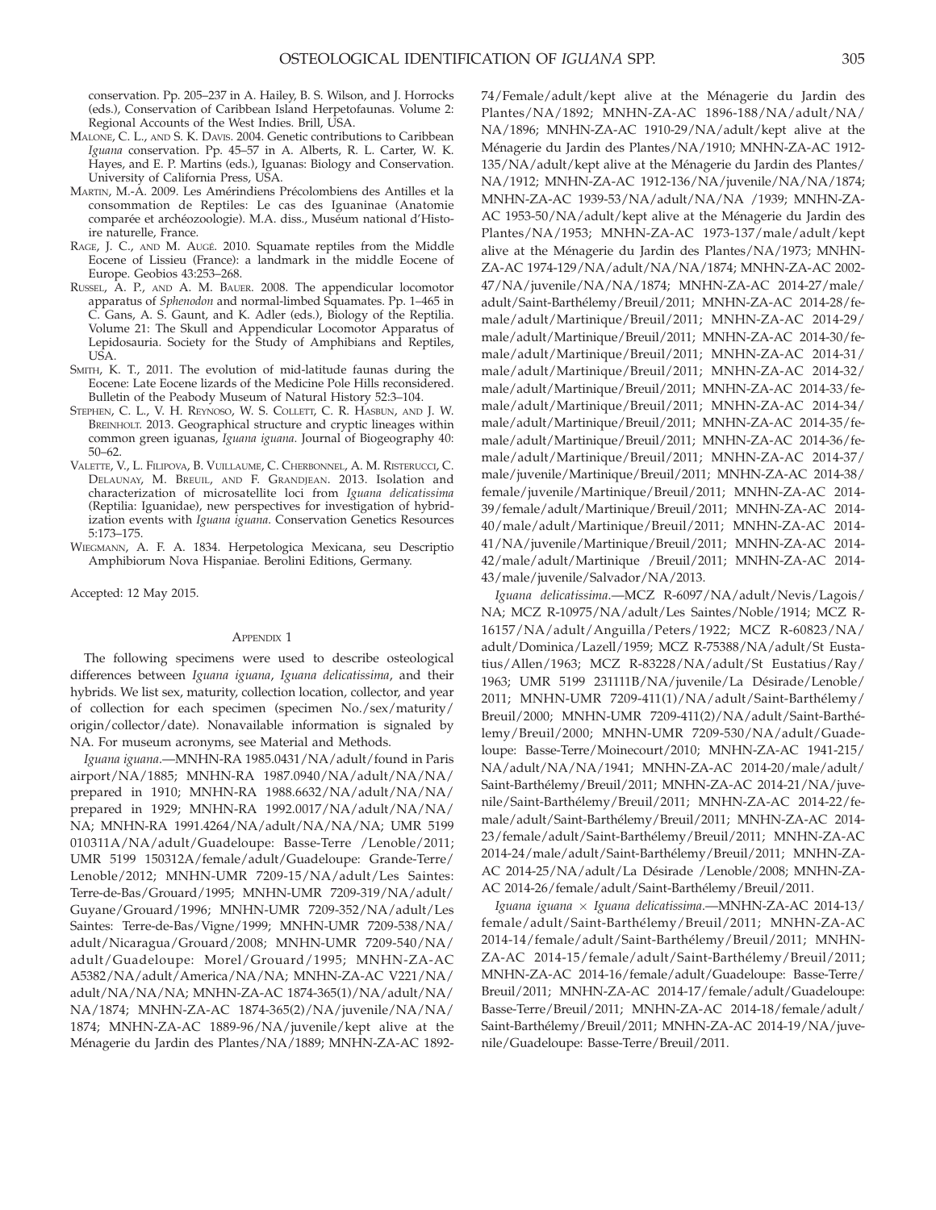conservation. Pp. 205–237 in A. Hailey, B. S. Wilson, and J. Horrocks (eds.), Conservation of Caribbean Island Herpetofaunas. Volume 2: Regional Accounts of the West Indies. Brill, USA.

MALONE, C. L., AND S. K. DAVIS. 2004. Genetic contributions to Caribbean *Iguana* conservation. Pp. 45–57 in A. Alberts, R. L. Carter, W. K. Hayes, and E. P. Martins (eds.), Iguanas: Biology and Conservation. University of California Press, USA.

MARTIN, M.-A. 2009. Les Amérindiens Précolombiens des Antilles et la consommation de Reptiles: Le cas des Iguaninae (Anatomie comparée et archéozoologie). M.A. diss., Muséum national d'Histoire naturelle, France.

RAGE, J. C., AND M. AUGÉ. 2010. Squamate reptiles from the Middle Eocene of Lissieu (France): a landmark in the middle Eocene of Europe. Geobios 43:253–268.

RUSSEL, A. P., AND A. M. BAUER. 2008. The appendicular locomotor apparatus of *Sphenodon* and normal-limbed Squamates. Pp. 1–465 in C. Gans, A. S. Gaunt, and K. Adler (eds.), Biology of the Reptilia. Volume 21: The Skull and Appendicular Locomotor Apparatus of Lepidosauria. Society for the Study of Amphibians and Reptiles, USA.

SMITH, K. T., 2011. The evolution of mid-latitude faunas during the Eocene: Late Eocene lizards of the Medicine Pole Hills reconsidered. Bulletin of the Peabody Museum of Natural History 52:3–104.

STEPHEN, C. L., V. H. REYNOSO, W. S. COLLETT, C. R. HASBUN, AND J. W. BREINHOLT. 2013. Geographical structure and cryptic lineages within common green iguanas, *Iguana iguana*. Journal of Biogeography 40: 50–62.

VALETTE, V., L. FILIPOVA, B. VUILLAUME, C. CHERBONNEL, A. M. RISTERUCCI, C. DELAUNAY, M. BREUIL, AND F. GRANDJEAN. 2013. Isolation and characterization of microsatellite loci from *Iguana delicatissima* (Reptilia: Iguanidae), new perspectives for investigation of hybridization events with *Iguana iguana*. Conservation Genetics Resources 5:173–175.

WIEGMANN, A. F. A. 1834. Herpetologica Mexicana, seu Descriptio Amphibiorum Nova Hispaniae. Berolini Editions, Germany.

Accepted: 12 May 2015.

## APPENDIX 1

The following specimens were used to describe osteological differences between *Iguana iguana*, *Iguana delicatissima*, and their hybrids. We list sex, maturity, collection location, collector, and year of collection for each specimen (specimen No./sex/maturity/origin/collector/date). Nonavailable information is signaled by NA. For museum acronyms, see Material and Methods.

*Iguana iguana*.—MNHN-RA 1985.0431/NA/adult/found in Paris airport/NA/1885; MNHN-RA 1987.0940/NA/adult/NA/NA/prepared in 1910; MNHN-RA 1988.6632/NA/adult/NA/NA/prepared in 1929; MNHN-RA 1992.0017/NA/adult/NA/NA/NA; MNHN-RA 1991.4264/NA/adult/NA/NA/NA; UMR 5199 010311A/NA/adult/Guadeloupe: Basse-Terre /Lenoble/2011; UMR 5199 150312A/female/adult/Guadeloupe: Grande-Terre/Lenoble/2012; MNHN-UMR 7209-15/NA/adult/Les Saintes: Terre-de-Bas/Grouard/1995; MNHN-UMR 7209-319/NA/adult/Guyane/Grouard/1996; MNHN-UMR 7209-352/NA/adult/Les Saintes: Terre-de-Bas/Vigne/1999; MNHN-UMR 7209-538/NA/adult/Nicaragua/Grouard/2008; MNHN-UMR 7209-540/NA/adult/Guadeloupe: Morel/Grouard/1995; MNHN-ZA-AC A5382/NA/adult/America/NA/NA; MNHN-ZA-AC V221/NA/adult/NA/NA/NA; MNHN-ZA-AC 1874-365(1)/NA/adult/NA/NA/1874; MNHN-ZA-AC 1874-365(2)/NA/juvenile/NA/NA/1874; MNHN-ZA-AC 1889-96/NA/juvenile/kept alive at the Ménagerie du Jardin des Plantes/NA/1889; MNHN-ZA-AC 1892-74/Female/adult/kept alive at the Ménagerie du Jardin des Plantes/NA/1892; MNHN-ZA-AC 1896-188/NA/adult/NA/NA/1896; MNHN-ZA-AC 1910-29/NA/adult/kept alive at the Ménagerie du Jardin des Plantes/NA/1910; MNHN-ZA-AC 1912-135/NA/adult/kept alive at the Ménagerie du Jardin des Plantes/NA/1912; MNHN-ZA-AC 1912-136/NA/juvenile/NA/NA/1874; MNHN-ZA-AC 1939-53/NA/adult/NA/NA /1939; MNHN-ZA-AC 1953-50/NA/adult/kept alive at the Ménagerie du Jardin des Plantes/NA/1953; MNHN-ZA-AC 1973-137/male/adult/kept alive at the Ménagerie du Jardin des Plantes/NA/1973; MNHN-ZA-AC 1974-129/NA/adult/NA/NA/1874; MNHN-ZA-AC 2002-47/NA/juvenile/NA/NA/1874; MNHN-ZA-AC 2014-27/male/adult/Saint-Barthélemy/Breuil/2011; MNHN-ZA-AC 2014-28/female/adult/Martinique/Breuil/2011; MNHN-ZA-AC 2014-29/male/adult/Martinique/Breuil/2011; MNHN-ZA-AC 2014-30/female/adult/Martinique/Breuil/2011; MNHN-ZA-AC 2014-31/male/adult/Martinique/Breuil/2011; MNHN-ZA-AC 2014-32/male/adult/Martinique/Breuil/2011; MNHN-ZA-AC 2014-33/female/adult/Martinique/Breuil/2011; MNHN-ZA-AC 2014-34/male/adult/Martinique/Breuil/2011; MNHN-ZA-AC 2014-35/female/adult/Martinique/Breuil/2011; MNHN-ZA-AC 2014-36/female/adult/Martinique/Breuil/2011; MNHN-ZA-AC 2014-37/male/juvenile/Martinique/Breuil/2011; MNHN-ZA-AC 2014-38/female/juvenile/Martinique/Breuil/2011; MNHN-ZA-AC 2014-39/female/adult/Martinique/Breuil/2011; MNHN-ZA-AC 2014-40/male/adult/Martinique/Breuil/2011; MNHN-ZA-AC 2014-41/NA/juvenile/Martinique/Breuil/2011; MNHN-ZA-AC 2014-42/male/adult/Martinique /Breuil/2011; MNHN-ZA-AC 2014-43/male/juvenile/Salvador/NA/2013.

*Iguana delicatissima*.—MCZ R-6097/NA/adult/Nevis/Lagois/NA; MCZ R-10975/NA/adult/Les Saintes/Noble/1914; MCZ R-16157/NA/adult/Anguilla/Peters/1922; MCZ R-60823/NA/adult/Dominica/Lazell/1959; MCZ R-75388/NA/adult/St Eustatius/Allen/1963; MCZ R-83228/NA/adult/St Eustatius/Ray/1963; UMR 5199 231111B/NA/juvenile/La Désirade/Lenoble/2011; MNHN-UMR 7209-411(1)/NA/adult/Saint-Barthélemy/Breuil/2000; MNHN-UMR 7209-411(2)/NA/adult/Saint-Barthélemy/Breuil/2000; MNHN-UMR 7209-530/NA/adult/Guadeloupe: Basse-Terre/Moinecourt/2010; MNHN-ZA-AC 1941-215/NA/adult/NA/NA/1941; MNHN-ZA-AC 2014-20/male/adult/Saint-Barthélemy/Breuil/2011; MNHN-ZA-AC 2014-21/NA/juvenile/Saint-Barthélemy/Breuil/2011; MNHN-ZA-AC 2014-22/female/adult/Saint-Barthélemy/Breuil/2011; MNHN-ZA-AC 2014-23/female/adult/Saint-Barthélemy/Breuil/2011; MNHN-ZA-AC 2014-24/male/adult/Saint-Barthélemy/Breuil/2011; MNHN-ZA-AC 2014-25/NA/adult/La Désirade /Lenoble/Breuil/2008; MNHN-ZA-AC 2014-26/female/adult/Saint-Barthélemy/Breuil/2011.

*Iguana iguana* × *Iguana delicatissima*.—MNHN-ZA-AC 2014-13/female/adult/Saint-Barthélemy/Breuil/2011; MNHN-ZA-AC 2014-14/female/adult/Saint-Barthélemy/Breuil/2011; MNHN-ZA-AC 2014-15/female/adult/Saint-Barthélemy/Breuil/2011; MNHN-ZA-AC 2014-16/female/adult/Guadeloupe: Basse-Terre/Breuil/2011; MNHN-ZA-AC 2014-17/female/adult/Guadeloupe: Basse-Terre/Breuil/2011; MNHN-ZA-AC 2014-18/female/adult/Saint-Barthélemy/Breuil/2011; MNHN-ZA-AC 2014-19/NA/juvenile/Guadeloupe: Basse-Terre/Breuil/2011.